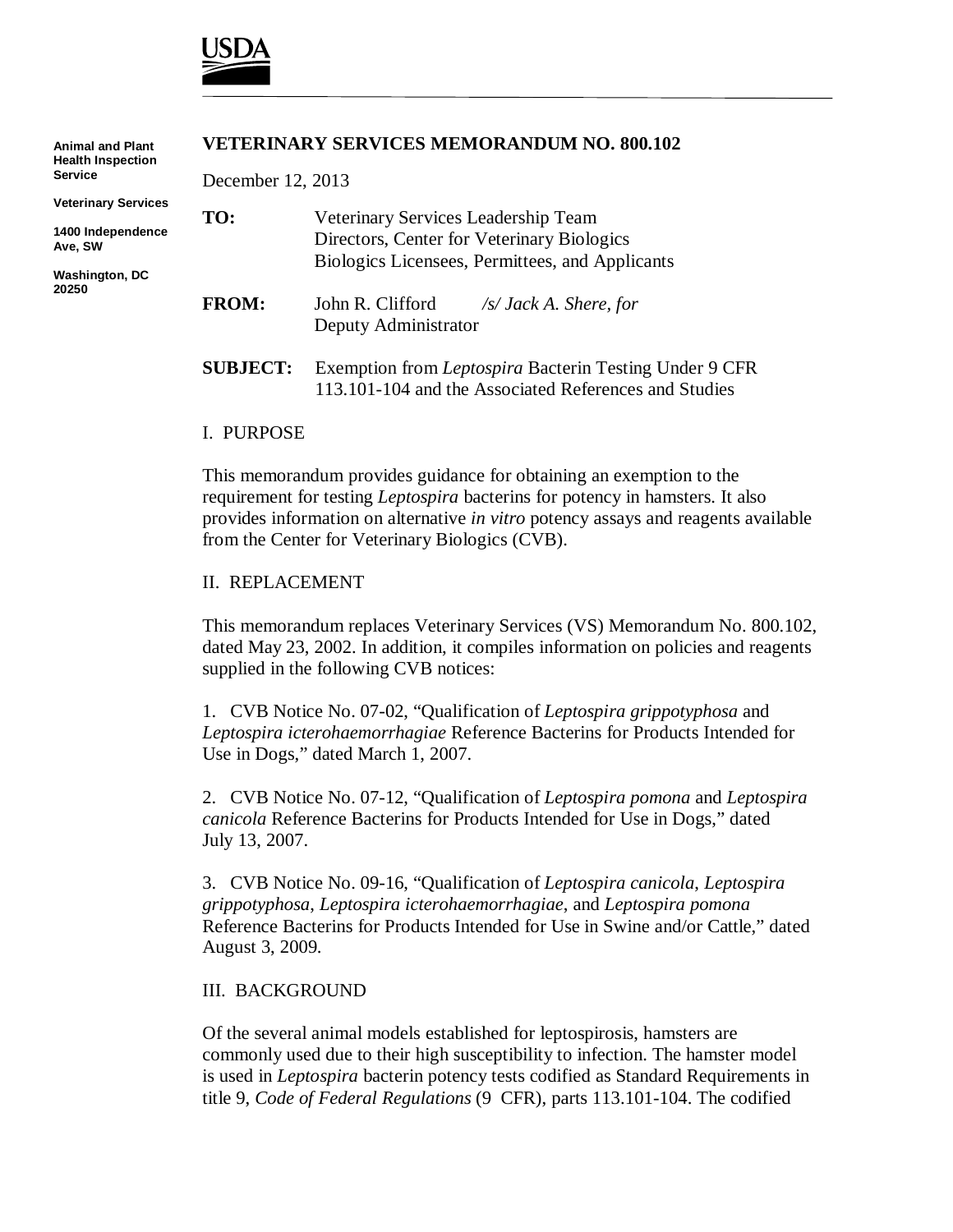**USDA**

**Animal and Plant Health Inspection Service**

**Veterinary Services**

**1400 Independence Ave, SW**

**Washington, DC 20250**

# VETERINARY SERVICES MEMORANDUM NO. 800.102

December 12, 2013

**TO:** Veterinary Services Leadership Team
Directors, Center for Veterinary Biologics
Biologics Licensees, Permittees, and Applicants

**FROM:** John R. Clifford *&nbsp;/s/ Jack A. Shere, for*
Deputy Administrator

**SUBJECT:** Exemption from *Leptospira* Bacterin Testing Under 9 CFR 113.101-104 and the Associated References and Studies

## I. PURPOSE

This memorandum provides guidance for obtaining an exemption to the requirement for testing *Leptospira* bacterins for potency in hamsters. It also provides information on alternative *in vitro* potency assays and reagents available from the Center for Veterinary Biologics (CVB).

## II. REPLACEMENT

This memorandum replaces Veterinary Services (VS) Memorandum No. 800.102, dated May 23, 2002. In addition, it compiles information on policies and reagents supplied in the following CVB notices:

1. CVB Notice No. 07-02, "Qualification of *Leptospira grippotyphosa* and *Leptospira icterohaemorrhagiae* Reference Bacterins for Products Intended for Use in Dogs," dated March 1, 2007.

2. CVB Notice No. 07-12, "Qualification of *Leptospira pomona* and *Leptospira canicola* Reference Bacterins for Products Intended for Use in Dogs," dated July 13, 2007.

3. CVB Notice No. 09-16, "Qualification of *Leptospira canicola*, *Leptospira grippotyphosa*, *Leptospira icterohaemorrhagiae*, and *Leptospira pomona* Reference Bacterins for Products Intended for Use in Swine and/or Cattle," dated August 3, 2009.

## III. BACKGROUND

Of the several animal models established for leptospirosis, hamsters are commonly used due to their high susceptibility to infection. The hamster model is used in *Leptospira* bacterin potency tests codified as Standard Requirements in title 9, *Code of Federal Regulations* (9 CFR), parts 113.101-104. The codified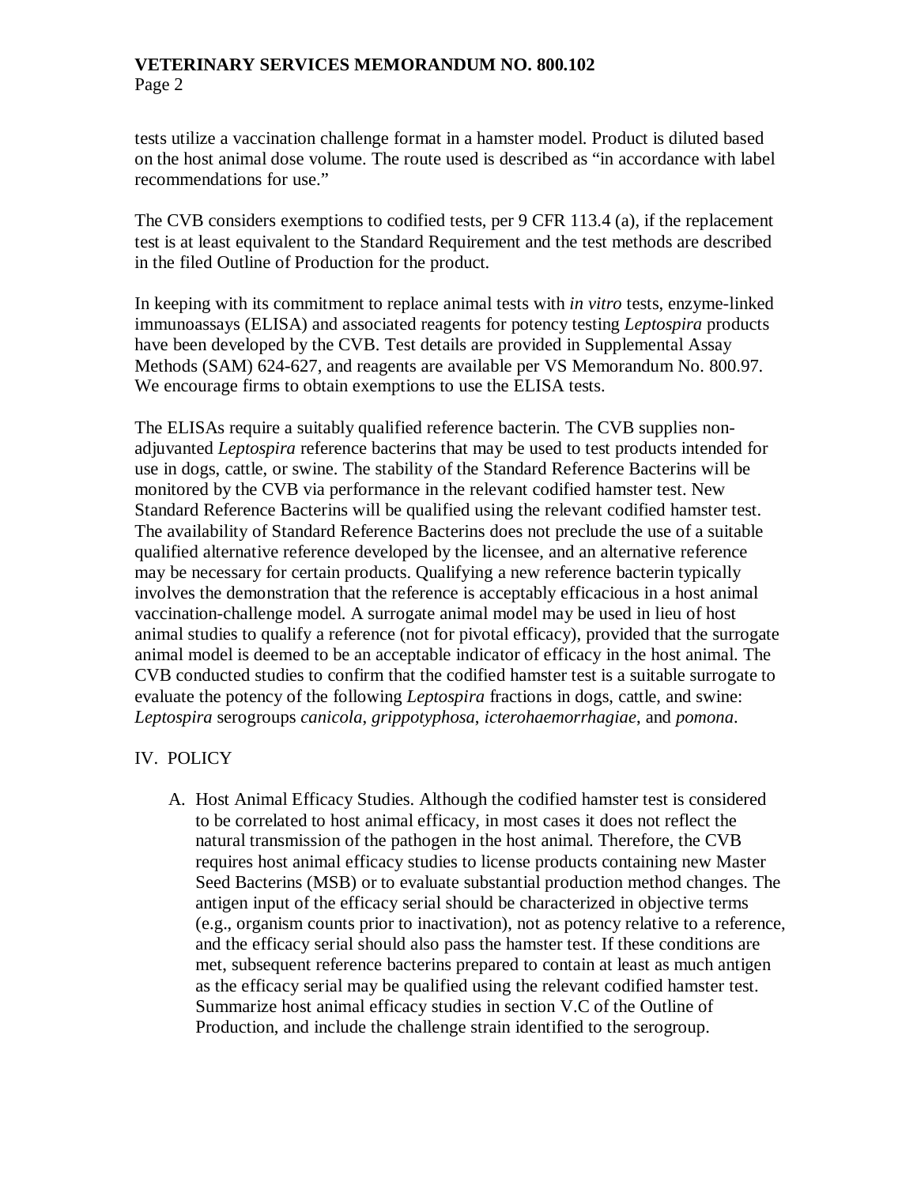tests utilize a vaccination challenge format in a hamster model. Product is diluted based on the host animal dose volume. The route used is described as "in accordance with label recommendations for use."

The CVB considers exemptions to codified tests, per 9 CFR 113.4 (a), if the replacement test is at least equivalent to the Standard Requirement and the test methods are described in the filed Outline of Production for the product.

In keeping with its commitment to replace animal tests with *in vitro* tests, enzyme-linked immunoassays (ELISA) and associated reagents for potency testing *Leptospira* products have been developed by the CVB. Test details are provided in Supplemental Assay Methods (SAM) 624-627, and reagents are available per VS Memorandum No. 800.97. We encourage firms to obtain exemptions to use the ELISA tests.

The ELISAs require a suitably qualified reference bacterin. The CVB supplies non-adjuvanted *Leptospira* reference bacterins that may be used to test products intended for use in dogs, cattle, or swine. The stability of the Standard Reference Bacterins will be monitored by the CVB via performance in the relevant codified hamster test. New Standard Reference Bacterins will be qualified using the relevant codified hamster test. The availability of Standard Reference Bacterins does not preclude the use of a suitable qualified alternative reference developed by the licensee, and an alternative reference may be necessary for certain products. Qualifying a new reference bacterin typically involves the demonstration that the reference is acceptably efficacious in a host animal vaccination-challenge model. A surrogate animal model may be used in lieu of host animal studies to qualify a reference (not for pivotal efficacy), provided that the surrogate animal model is deemed to be an acceptable indicator of efficacy in the host animal. The CVB conducted studies to confirm that the codified hamster test is a suitable surrogate to evaluate the potency of the following *Leptospira* fractions in dogs, cattle, and swine: *Leptospira* serogroups *canicola*, *grippotyphosa*, *icterohaemorrhagiae*, and *pomona*.

## IV. POLICY

A. Host Animal Efficacy Studies. Although the codified hamster test is considered to be correlated to host animal efficacy, in most cases it does not reflect the natural transmission of the pathogen in the host animal. Therefore, the CVB requires host animal efficacy studies to license products containing new Master Seed Bacterins (MSB) or to evaluate substantial production method changes. The antigen input of the efficacy serial should be characterized in objective terms (e.g., organism counts prior to inactivation), not as potency relative to a reference, and the efficacy serial should also pass the hamster test. If these conditions are met, subsequent reference bacterins prepared to contain at least as much antigen as the efficacy serial may be qualified using the relevant codified hamster test. Summarize host animal efficacy studies in section V.C of the Outline of Production, and include the challenge strain identified to the serogroup.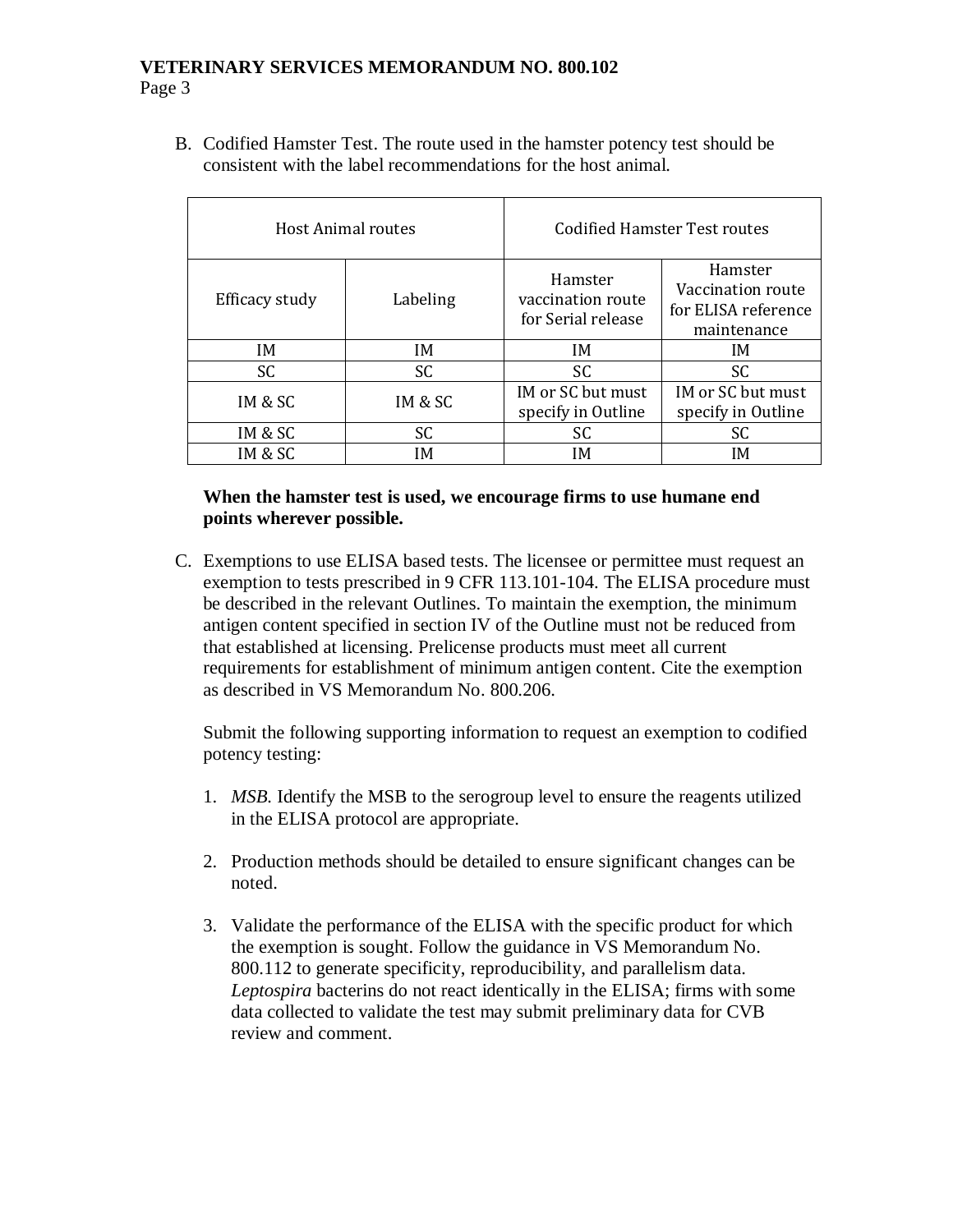B. Codified Hamster Test. The route used in the hamster potency test should be consistent with the label recommendations for the host animal.

| Host Animal routes | | Codified Hamster Test routes | |
|---|---|---|---|
| Efficacy study | Labeling | Hamster vaccination route for Serial release | Hamster Vaccination route for ELISA reference maintenance |
| IM | IM | IM | IM |
| SC | SC | SC | SC |
| IM & SC | IM & SC | IM or SC but must specify in Outline | IM or SC but must specify in Outline |
| IM & SC | SC | SC | SC |
| IM & SC | IM | IM | IM |

**When the hamster test is used, we encourage firms to use humane end points wherever possible.**

C. Exemptions to use ELISA based tests. The licensee or permittee must request an exemption to tests prescribed in 9 CFR 113.101-104. The ELISA procedure must be described in the relevant Outlines. To maintain the exemption, the minimum antigen content specified in section IV of the Outline must not be reduced from that established at licensing. Prelicense products must meet all current requirements for establishment of minimum antigen content. Cite the exemption as described in VS Memorandum No. 800.206.

Submit the following supporting information to request an exemption to codified potency testing:

1. *MSB.* Identify the MSB to the serogroup level to ensure the reagents utilized in the ELISA protocol are appropriate.

2. Production methods should be detailed to ensure significant changes can be noted.

3. Validate the performance of the ELISA with the specific product for which the exemption is sought. Follow the guidance in VS Memorandum No. 800.112 to generate specificity, reproducibility, and parallelism data. *Leptospira* bacterins do not react identically in the ELISA; firms with some data collected to validate the test may submit preliminary data for CVB review and comment.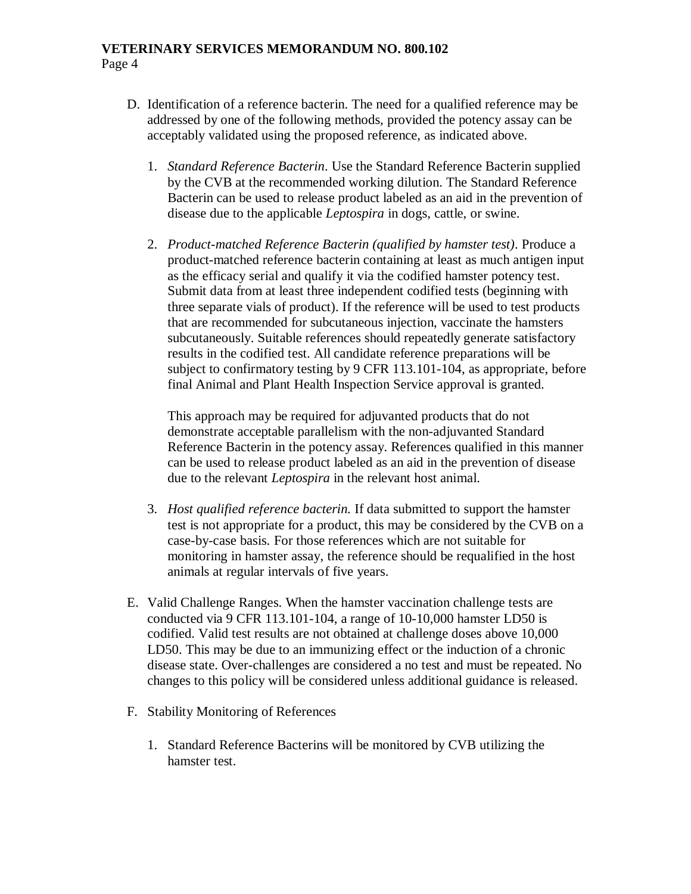D. Identification of a reference bacterin. The need for a qualified reference may be addressed by one of the following methods, provided the potency assay can be acceptably validated using the proposed reference, as indicated above.

   1. *Standard Reference Bacterin*. Use the Standard Reference Bacterin supplied by the CVB at the recommended working dilution. The Standard Reference Bacterin can be used to release product labeled as an aid in the prevention of disease due to the applicable *Leptospira* in dogs, cattle, or swine.

   2. *Product-matched Reference Bacterin (qualified by hamster test)*. Produce a product-matched reference bacterin containing at least as much antigen input as the efficacy serial and qualify it via the codified hamster potency test. Submit data from at least three independent codified tests (beginning with three separate vials of product). If the reference will be used to test products that are recommended for subcutaneous injection, vaccinate the hamsters subcutaneously. Suitable references should repeatedly generate satisfactory results in the codified test. All candidate reference preparations will be subject to confirmatory testing by 9 CFR 113.101-104, as appropriate, before final Animal and Plant Health Inspection Service approval is granted.

      This approach may be required for adjuvanted products that do not demonstrate acceptable parallelism with the non-adjuvanted Standard Reference Bacterin in the potency assay. References qualified in this manner can be used to release product labeled as an aid in the prevention of disease due to the relevant *Leptospira* in the relevant host animal.

   3. *Host qualified reference bacterin.* If data submitted to support the hamster test is not appropriate for a product, this may be considered by the CVB on a case-by-case basis. For those references which are not suitable for monitoring in hamster assay, the reference should be requalified in the host animals at regular intervals of five years.

E. Valid Challenge Ranges. When the hamster vaccination challenge tests are conducted via 9 CFR 113.101-104, a range of 10-10,000 hamster LD50 is codified. Valid test results are not obtained at challenge doses above 10,000 LD50. This may be due to an immunizing effect or the induction of a chronic disease state. Over-challenges are considered a no test and must be repeated. No changes to this policy will be considered unless additional guidance is released.

F. Stability Monitoring of References

   1. Standard Reference Bacterins will be monitored by CVB utilizing the hamster test.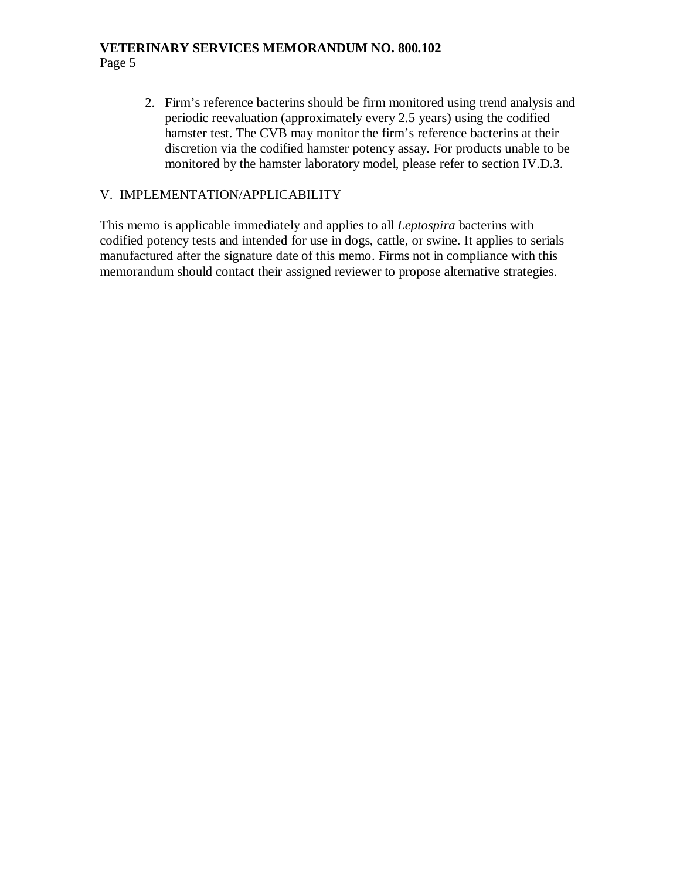2. Firm's reference bacterins should be firm monitored using trend analysis and periodic reevaluation (approximately every 2.5 years) using the codified hamster test. The CVB may monitor the firm's reference bacterins at their discretion via the codified hamster potency assay. For products unable to be monitored by the hamster laboratory model, please refer to section IV.D.3.

## V. IMPLEMENTATION/APPLICABILITY

This memo is applicable immediately and applies to all *Leptospira* bacterins with codified potency tests and intended for use in dogs, cattle, or swine. It applies to serials manufactured after the signature date of this memo. Firms not in compliance with this memorandum should contact their assigned reviewer to propose alternative strategies.